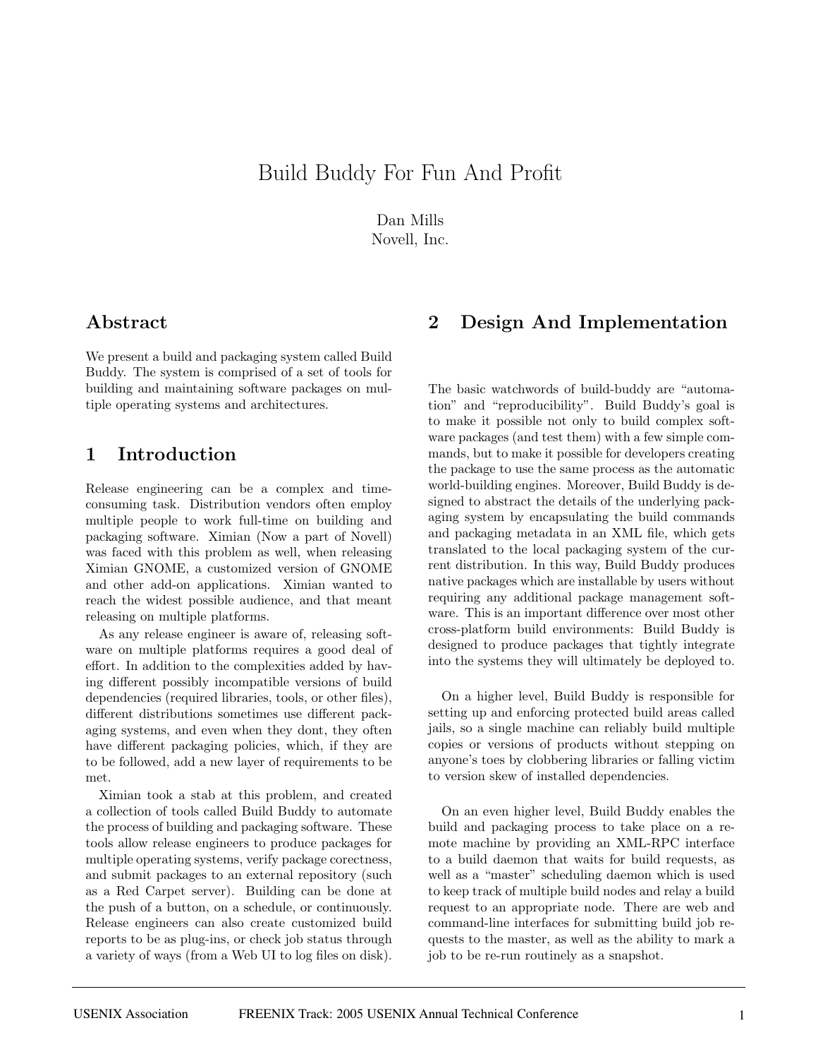# Build Buddy For Fun And Profit

Dan Mills
Novell, Inc.

## Abstract

We present a build and packaging system called Build Buddy. The system is comprised of a set of tools for building and maintaining software packages on multiple operating systems and architectures.

## 1 Introduction

Release engineering can be a complex and time-consuming task. Distribution vendors often employ multiple people to work full-time on building and packaging software. Ximian (Now a part of Novell) was faced with this problem as well, when releasing Ximian GNOME, a customized version of GNOME and other add-on applications. Ximian wanted to reach the widest possible audience, and that meant releasing on multiple platforms.

As any release engineer is aware of, releasing software on multiple platforms requires a good deal of effort. In addition to the complexities added by having different possibly incompatible versions of build dependencies (required libraries, tools, or other files), different distributions sometimes use different packaging systems, and even when they dont, they often have different packaging policies, which, if they are to be followed, add a new layer of requirements to be met.

Ximian took a stab at this problem, and created a collection of tools called Build Buddy to automate the process of building and packaging software. These tools allow release engineers to produce packages for multiple operating systems, verify package corectness, and submit packages to an external repository (such as a Red Carpet server). Building can be done at the push of a button, on a schedule, or continuously. Release engineers can also create customized build reports to be as plug-ins, or check job status through a variety of ways (from a Web UI to log files on disk).

## 2 Design And Implementation

The basic watchwords of build-buddy are "automation" and "reproducibility". Build Buddy's goal is to make it possible not only to build complex software packages (and test them) with a few simple commands, but to make it possible for developers creating the package to use the same process as the automatic world-building engines. Moreover, Build Buddy is designed to abstract the details of the underlying packaging system by encapsulating the build commands and packaging metadata in an XML file, which gets translated to the local packaging system of the current distribution. In this way, Build Buddy produces native packages which are installable by users without requiring any additional package management software. This is an important difference over most other cross-platform build environments: Build Buddy is designed to produce packages that tightly integrate into the systems they will ultimately be deployed to.

On a higher level, Build Buddy is responsible for setting up and enforcing protected build areas called jails, so a single machine can reliably build multiple copies or versions of products without stepping on anyone's toes by clobbering libraries or falling victim to version skew of installed dependencies.

On an even higher level, Build Buddy enables the build and packaging process to take place on a remote machine by providing an XML-RPC interface to a build daemon that waits for build requests, as well as a "master" scheduling daemon which is used to keep track of multiple build nodes and relay a build request to an appropriate node. There are web and command-line interfaces for submitting build job requests to the master, as well as the ability to mark a job to be re-run routinely as a snapshot.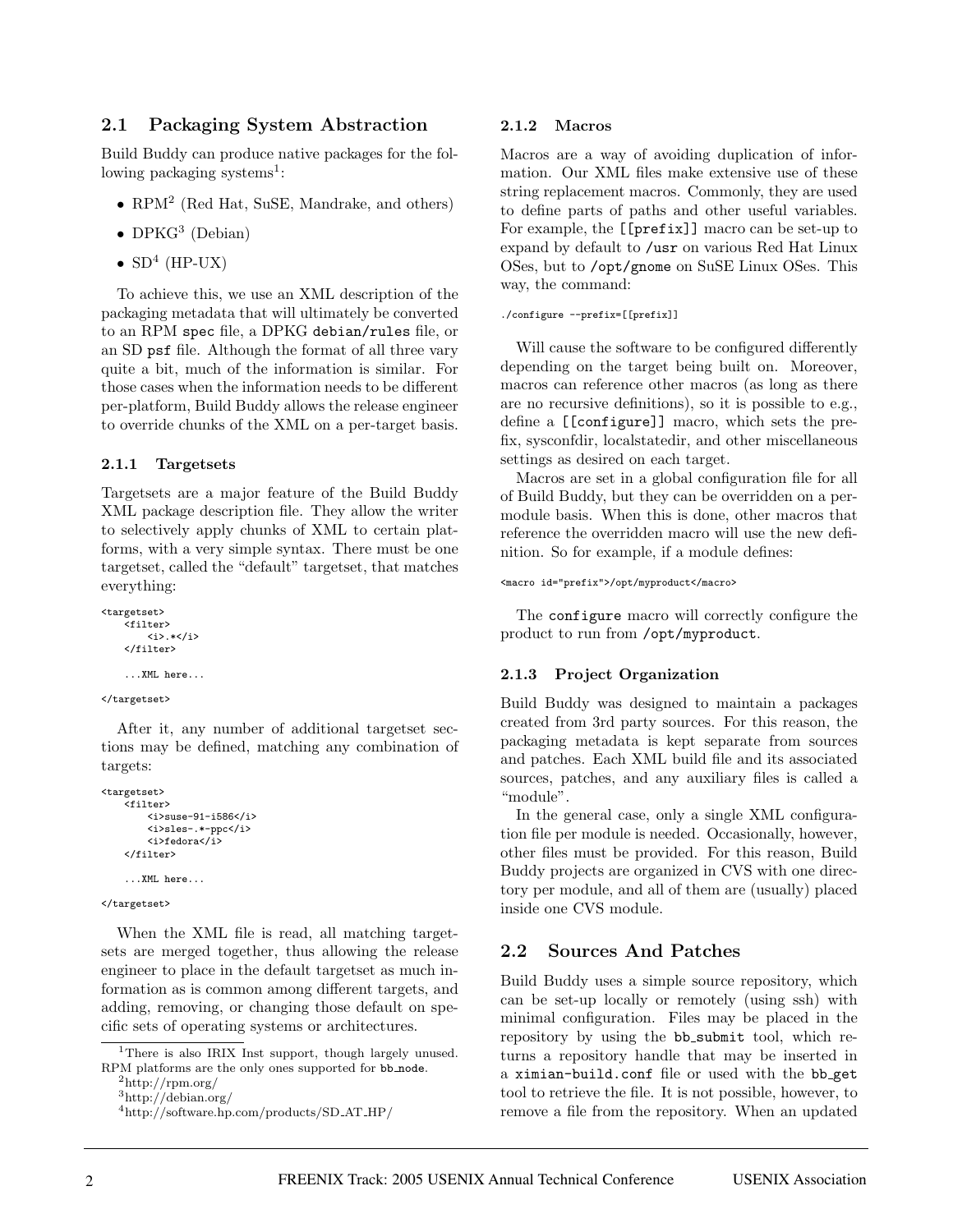## 2.1 Packaging System Abstraction

Build Buddy can produce native packages for the following packaging systems[1]:

- RPM[2] (Red Hat, SuSE, Mandrake, and others)
- DPKG[3] (Debian)
- SD[4] (HP-UX)

To achieve this, we use an XML description of the packaging metadata that will ultimately be converted to an RPM `spec` file, a DPKG `debian/rules` file, or an SD `psf` file. Although the format of all three vary quite a bit, much of the information is similar. For those cases when the information needs to be different per-platform, Build Buddy allows the release engineer to override chunks of the XML on a per-target basis.

### 2.1.1 Targetsets

Targetsets are a major feature of the Build Buddy XML package description file. They allow the writer to selectively apply chunks of XML to certain platforms, with a very simple syntax. There must be one targetset, called the "default" targetset, that matches everything:

```
<targetset>
    <filter>
        <i>.*</i>
    </filter>

    ...XML here...

</targetset>
```

After it, any number of additional targetset sections may be defined, matching any combination of targets:

```
<targetset>
    <filter>
        <i>suse-91-i586</i>
        <i>sles-.*-ppc</i>
        <i>fedora</i>
    </filter>

    ...XML here...

</targetset>
```

When the XML file is read, all matching targetsets are merged together, thus allowing the release engineer to place in the default targetset as much information as is common among different targets, and adding, removing, or changing those default on specific sets of operating systems or architectures.

### 2.1.2 Macros

Macros are a way of avoiding duplication of information. Our XML files make extensive use of these string replacement macros. Commonly, they are used to define parts of paths and other useful variables. For example, the `[[prefix]]` macro can be set-up to expand by default to `/usr` on various Red Hat Linux OSes, but to `/opt/gnome` on SuSE Linux OSes. This way, the command:

```
./configure --prefix=[[prefix]]
```

Will cause the software to be configured differently depending on the target being built on. Moreover, macros can reference other macros (as long as there are no recursive definitions), so it is possible to e.g., define a `[[configure]]` macro, which sets the prefix, sysconfdir, localstatedir, and other miscellaneous settings as desired on each target.

Macros are set in a global configuration file for all of Build Buddy, but they can be overridden on a per-module basis. When this is done, other macros that reference the overridden macro will use the new definition. So for example, if a module defines:

```
<macro id="prefix">/opt/myproduct</macro>
```

The `configure` macro will correctly configure the product to run from `/opt/myproduct`.

### 2.1.3 Project Organization

Build Buddy was designed to maintain a packages created from 3rd party sources. For this reason, the packaging metadata is kept separate from sources and patches. Each XML build file and its associated sources, patches, and any auxiliary files is called a "module".

In the general case, only a single XML configuration file per module is needed. Occasionally, however, other files must be provided. For this reason, Build Buddy projects are organized in CVS with one directory per module, and all of them are (usually) placed inside one CVS module.

## 2.2 Sources And Patches

Build Buddy uses a simple source repository, which can be set-up locally or remotely (using ssh) with minimal configuration. Files may be placed in the repository by using the `bb_submit` tool, which returns a repository handle that may be inserted in a `ximian-build.conf` file or used with the `bb_get` tool to retrieve the file. It is not possible, however, to remove a file from the repository. When an updated

---

[1] There is also IRIX Inst support, though largely unused. RPM platforms are the only ones supported for `bb_node`.

[2] http://rpm.org/

[3] http://debian.org/

[4] http://software.hp.com/products/SD_AT_HP/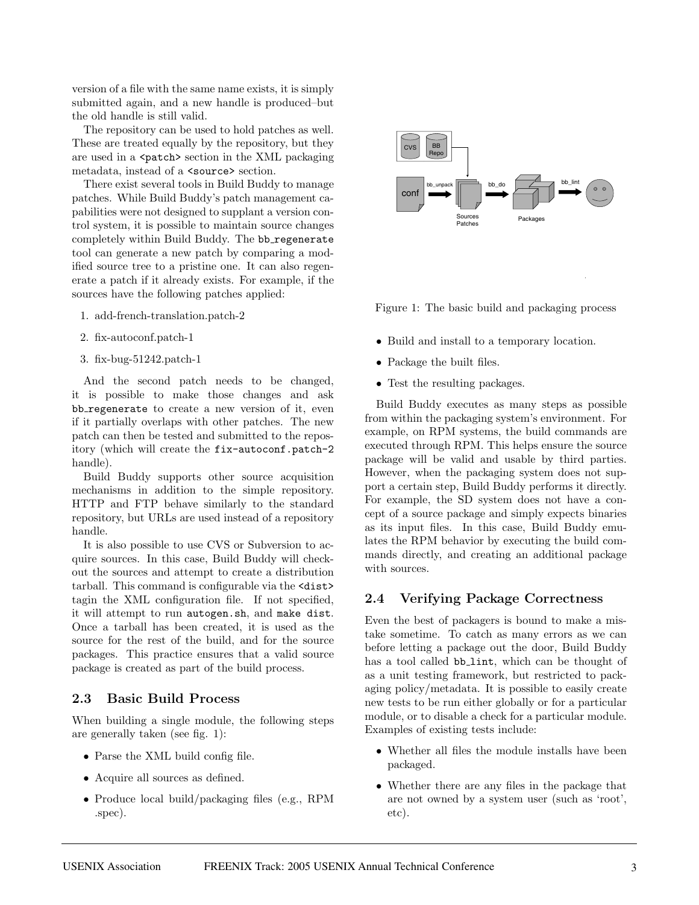version of a file with the same name exists, it is simply submitted again, and a new handle is produced–but the old handle is still valid.

The repository can be used to hold patches as well. These are treated equally by the repository, but they are used in a `<patch>` section in the XML packaging metadata, instead of a `<source>` section.

There exist several tools in Build Buddy to manage patches. While Build Buddy's patch management capabilities were not designed to supplant a version control system, it is possible to maintain source changes completely within Build Buddy. The `bb_regenerate` tool can generate a new patch by comparing a modified source tree to a pristine one. It can also regenerate a patch if it already exists. For example, if the sources have the following patches applied:

1. add-french-translation.patch-2
2. fix-autoconf.patch-1
3. fix-bug-51242.patch-1

And the second patch needs to be changed, it is possible to make those changes and ask `bb_regenerate` to create a new version of it, even if it partially overlaps with other patches. The new patch can then be tested and submitted to the repository (which will create the `fix-autoconf.patch-2` handle).

Build Buddy supports other source acquisition mechanisms in addition to the simple repository. HTTP and FTP behave similarly to the standard repository, but URLs are used instead of a repository handle.

It is also possible to use CVS or Subversion to acquire sources. In this case, Build Buddy will checkout the sources and attempt to create a distribution tarball. This command is configurable via the `<dist>` tagin the XML configuration file. If not specified, it will attempt to run `autogen.sh`, and `make dist`. Once a tarball has been created, it is used as the source for the rest of the build, and for the source packages. This practice ensures that a valid source package is created as part of the build process.

## 2.3 Basic Build Process

When building a single module, the following steps are generally taken (see fig. 1):

- Parse the XML build config file.
- Acquire all sources as defined.
- Produce local build/packaging files (e.g., RPM .spec).
- Build and install to a temporary location.
- Package the built files.
- Test the resulting packages.

Figure 1: The basic build and packaging process

Build Buddy executes as many steps as possible from within the packaging system's environment. For example, on RPM systems, the build commands are executed through RPM. This helps ensure the source package will be valid and usable by third parties. However, when the packaging system does not support a certain step, Build Buddy performs it directly. For example, the SD system does not have a concept of a source package and simply expects binaries as its input files. In this case, Build Buddy emulates the RPM behavior by executing the build commands directly, and creating an additional package with sources.

## 2.4 Verifying Package Correctness

Even the best of packagers is bound to make a mistake sometime. To catch as many errors as we can before letting a package out the door, Build Buddy has a tool called `bb_lint`, which can be thought of as a unit testing framework, but restricted to packaging policy/metadata. It is possible to easily create new tests to be run either globally or for a particular module, or to disable a check for a particular module. Examples of existing tests include:

- Whether all files the module installs have been packaged.
- Whether there are any files in the package that are not owned by a system user (such as 'root', etc).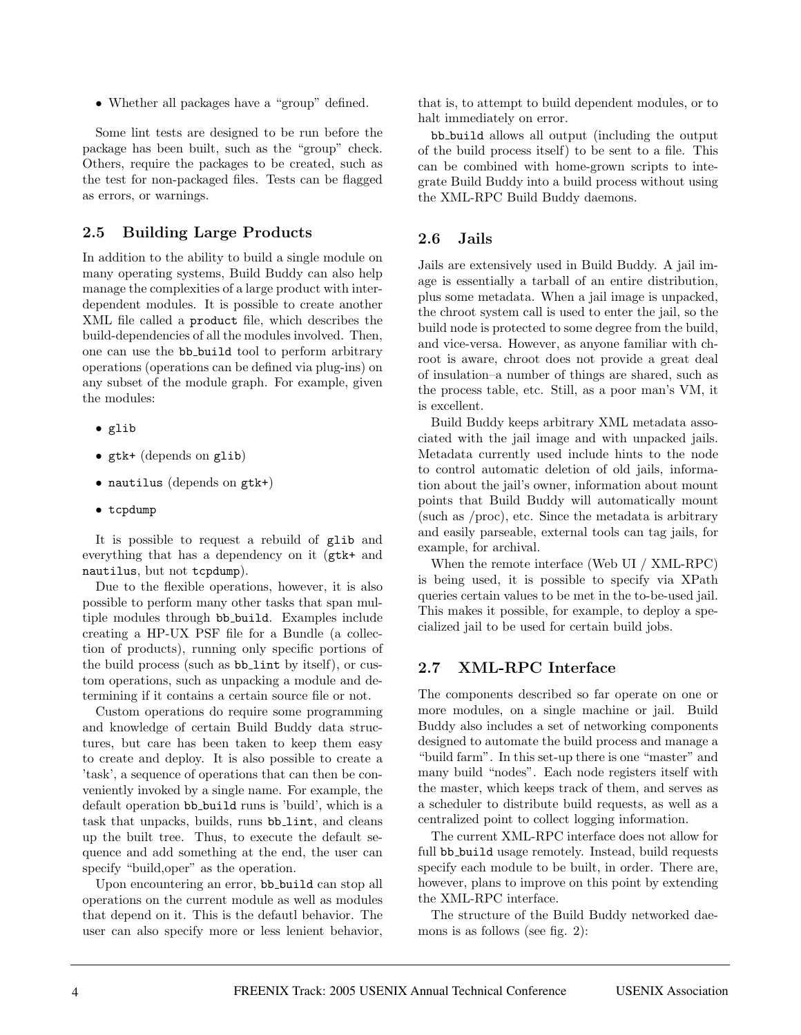- Whether all packages have a “group” defined.

Some lint tests are designed to be run before the package has been built, such as the “group” check. Others, require the packages to be created, such as the test for non-packaged files. Tests can be flagged as errors, or warnings.

## 2.5 Building Large Products

In addition to the ability to build a single module on many operating systems, Build Buddy can also help manage the complexities of a large product with interdependent modules. It is possible to create another XML file called a `product` file, which describes the build-dependencies of all the modules involved. Then, one can use the `bb_build` tool to perform arbitrary operations (operations can be defined via plug-ins) on any subset of the module graph. For example, given the modules:

- `glib`
- `gtk+` (depends on `glib`)
- `nautilus` (depends on `gtk+`)
- `tcpdump`

It is possible to request a rebuild of `glib` and everything that has a dependency on it (`gtk+` and `nautilus`, but not `tcpdump`).

Due to the flexible operations, however, it is also possible to perform many other tasks that span multiple modules through `bb_build`. Examples include creating a HP-UX PSF file for a Bundle (a collection of products), running only specific portions of the build process (such as `bb_lint` by itself), or custom operations, such as unpacking a module and determining if it contains a certain source file or not.

Custom operations do require some programming and knowledge of certain Build Buddy data structures, but care has been taken to keep them easy to create and deploy. It is also possible to create a 'task', a sequence of operations that can then be conveniently invoked by a single name. For example, the default operation `bb_build` runs is 'build', which is a task that unpacks, builds, runs `bb_lint`, and cleans up the built tree. Thus, to execute the default sequence and add something at the end, the user can specify “build,oper” as the operation.

Upon encountering an error, `bb_build` can stop all operations on the current module as well as modules that depend on it. This is the defautl behavior. The user can also specify more or less lenient behavior, that is, to attempt to build dependent modules, or to halt immediately on error.

`bb_build` allows all output (including the output of the build process itself) to be sent to a file. This can be combined with home-grown scripts to integrate Build Buddy into a build process without using the XML-RPC Build Buddy daemons.

## 2.6 Jails

Jails are extensively used in Build Buddy. A jail image is essentially a tarball of an entire distribution, plus some metadata. When a jail image is unpacked, the chroot system call is used to enter the jail, so the build node is protected to some degree from the build, and vice-versa. However, as anyone familiar with chroot is aware, chroot does not provide a great deal of insulation–a number of things are shared, such as the process table, etc. Still, as a poor man's VM, it is excellent.

Build Buddy keeps arbitrary XML metadata associated with the jail image and with unpacked jails. Metadata currently used include hints to the node to control automatic deletion of old jails, information about the jail's owner, information about mount points that Build Buddy will automatically mount (such as /proc), etc. Since the metadata is arbitrary and easily parseable, external tools can tag jails, for example, for archival.

When the remote interface (Web UI / XML-RPC) is being used, it is possible to specify via XPath queries certain values to be met in the to-be-used jail. This makes it possible, for example, to deploy a specialized jail to be used for certain build jobs.

## 2.7 XML-RPC Interface

The components described so far operate on one or more modules, on a single machine or jail. Build Buddy also includes a set of networking components designed to automate the build process and manage a “build farm”. In this set-up there is one “master” and many build “nodes”. Each node registers itself with the master, which keeps track of them, and serves as a scheduler to distribute build requests, as well as a centralized point to collect logging information.

The current XML-RPC interface does not allow for full `bb_build` usage remotely. Instead, build requests specify each module to be built, in order. There are, however, plans to improve on this point by extending the XML-RPC interface.

The structure of the Build Buddy networked daemons is as follows (see fig. 2):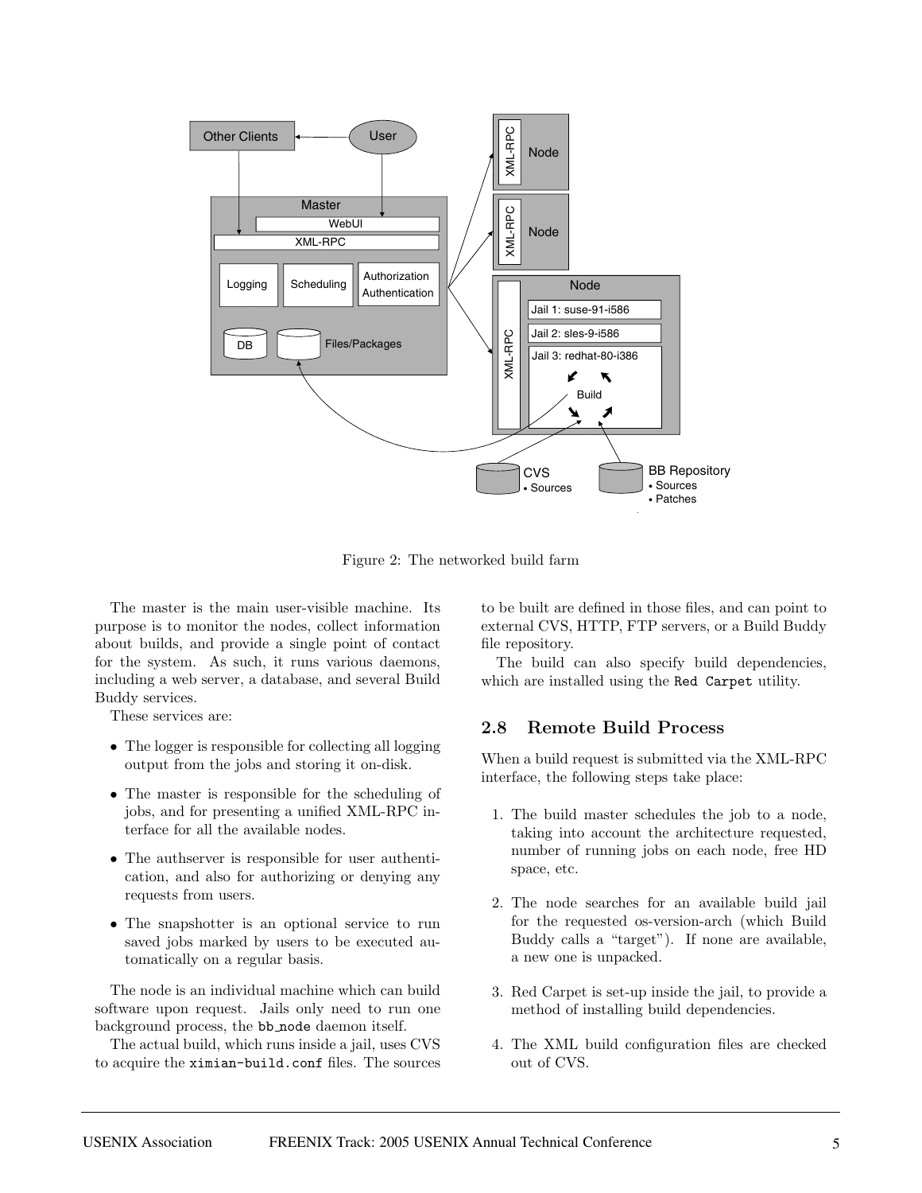Figure 2: The networked build farm

The master is the main user-visible machine. Its purpose is to monitor the nodes, collect information about builds, and provide a single point of contact for the system. As such, it runs various daemons, including a web server, a database, and several Build Buddy services.

These services are:

- The logger is responsible for collecting all logging output from the jobs and storing it on-disk.
- The master is responsible for the scheduling of jobs, and for presenting a unified XML-RPC interface for all the available nodes.
- The authserver is responsible for user authentication, and also for authorizing or denying any requests from users.
- The snapshotter is an optional service to run saved jobs marked by users to be executed automatically on a regular basis.

The node is an individual machine which can build software upon request. Jails only need to run one background process, the `bb_node` daemon itself.

The actual build, which runs inside a jail, uses CVS to acquire the `ximian-build.conf` files. The sources to be built are defined in those files, and can point to external CVS, HTTP, FTP servers, or a Build Buddy file repository.

The build can also specify build dependencies, which are installed using the `Red Carpet` utility.

## 2.8 Remote Build Process

When a build request is submitted via the XML-RPC interface, the following steps take place:

1. The build master schedules the job to a node, taking into account the architecture requested, number of running jobs on each node, free HD space, etc.

2. The node searches for an available build jail for the requested os-version-arch (which Build Buddy calls a "target"). If none are available, a new one is unpacked.

3. Red Carpet is set-up inside the jail, to provide a method of installing build dependencies.

4. The XML build configuration files are checked out of CVS.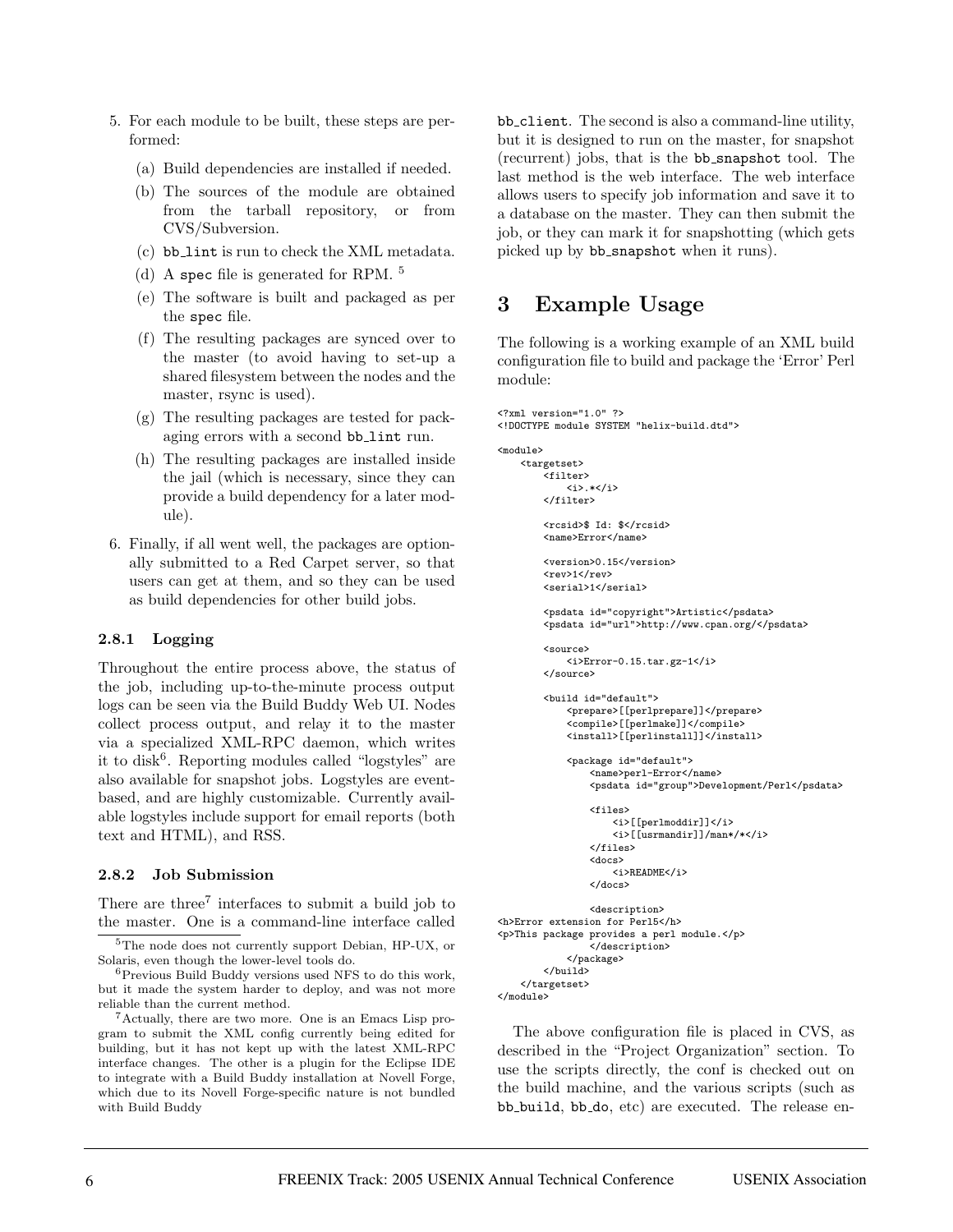5. For each module to be built, these steps are performed:
   (a) Build dependencies are installed if needed.
   (b) The sources of the module are obtained from the tarball repository, or from CVS/Subversion.
   (c) bb_lint is run to check the XML metadata.
   (d) A spec file is generated for RPM. [5]
   (e) The software is built and packaged as per the spec file.
   (f) The resulting packages are synced over to the master (to avoid having to set-up a shared filesystem between the nodes and the master, rsync is used).
   (g) The resulting packages are tested for packaging errors with a second bb_lint run.
   (h) The resulting packages are installed inside the jail (which is necessary, since they can provide a build dependency for a later module).
6. Finally, if all went well, the packages are optionally submitted to a Red Carpet server, so that users can get at them, and so they can be used as build dependencies for other build jobs.

#### 2.8.1 Logging

Throughout the entire process above, the status of the job, including up-to-the-minute process output logs can be seen via the Build Buddy Web UI. Nodes collect process output, and relay it to the master via a specialized XML-RPC daemon, which writes it to disk[6]. Reporting modules called "logstyles" are also available for snapshot jobs. Logstyles are event-based, and are highly customizable. Currently available logstyles include support for email reports (both text and HTML), and RSS.

#### 2.8.2 Job Submission

There are three[7] interfaces to submit a build job to the master. One is a command-line interface called bb_client. The second is also a command-line utility, but it is designed to run on the master, for snapshot (recurrent) jobs, that is the bb_snapshot tool. The last method is the web interface. The web interface allows users to specify job information and save it to a database on the master. They can then submit the job, or they can mark it for snapshotting (which gets picked up by bb_snapshot when it runs).

[5] The node does not currently support Debian, HP-UX, or Solaris, even though the lower-level tools do.

[6] Previous Build Buddy versions used NFS to do this work, but it made the system harder to deploy, and was not more reliable than the current method.

[7] Actually, there are two more. One is an Emacs Lisp program to submit the XML config currently being edited for building, but it has not kept up with the latest XML-RPC interface changes. The other is a plugin for the Eclipse IDE to integrate with a Build Buddy installation at Novell Forge, which due to its Novell Forge-specific nature is not bundled with Build Buddy

## 3 Example Usage

The following is a working example of an XML build configuration file to build and package the 'Error' Perl module:

```
<?xml version="1.0" ?>
<!DOCTYPE module SYSTEM "helix-build.dtd">

<module>
    <targetset>
        <filter>
            <i>.*</i>
        </filter>

        <rcsid>$ Id: $</rcsid>
        <name>Error</name>

        <version>0.15</version>
        <rev>1</rev>
        <serial>1</serial>

        <psdata id="copyright">Artistic</psdata>
        <psdata id="url">http://www.cpan.org/</psdata>

        <source>
            <i>Error-0.15.tar.gz-1</i>
        </source>

        <build id="default">
            <prepare>[[perlprepare]]</prepare>
            <compile>[[perlmake]]</compile>
            <install>[[perlinstall]]</install>

            <package id="default">
                <name>perl-Error</name>
                <psdata id="group">Development/Perl</psdata>

                <files>
                    <i>[[perlmoddir]]</i>
                    <i>[[usrmandir]]/man*/*</i>
                </files>
                <docs>
                    <i>README</i>
                </docs>

                <description>
<h>Error extension for Perl5</h>
<p>This package provides a perl module.</p>
                </description>
            </package>
        </build>
    </targetset>
</module>
```

The above configuration file is placed in CVS, as described in the "Project Organization" section. To use the scripts directly, the conf is checked out on the build machine, and the various scripts (such as bb_build, bb_do, etc) are executed. The release en-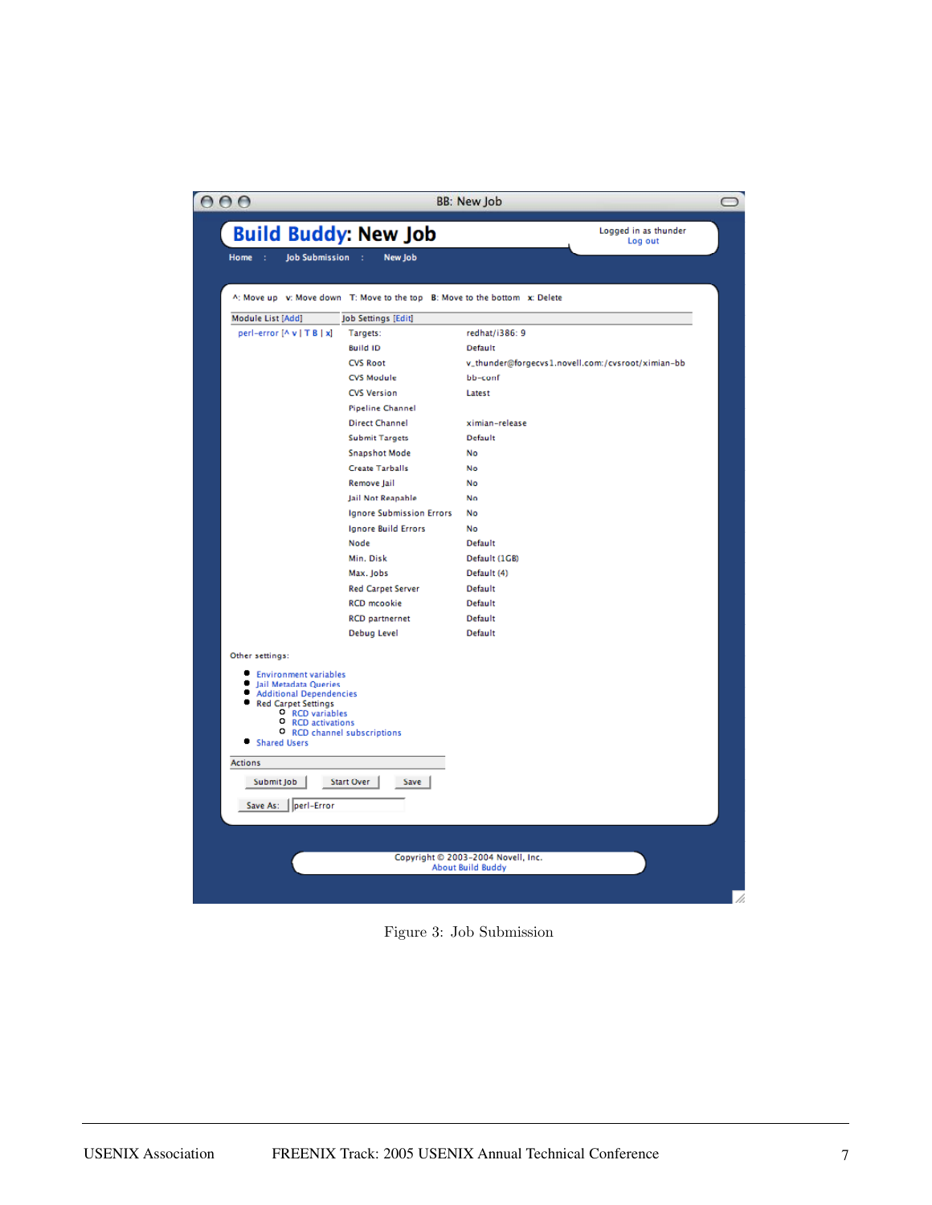BB: New Job

# Build Buddy: New Job

Logged in as thunder
Log out

Home : Job Submission : New Job

^: Move up v: Move down T: Move to the top B: Move to the bottom x: Delete

| Module List [Add] | Job Settings [Edit] | |
|---|---|---|
| perl-error [^ v \| T B \| x] | Targets: | redhat/i386: 9 |
| | Build ID | Default |
| | CVS Root | v_thunder@forgecvs1.novell.com:/cvsroot/ximian-bb |
| | CVS Module | bb-conf |
| | CVS Version | Latest |
| | Pipeline Channel | |
| | Direct Channel | ximian-release |
| | Submit Targets | Default |
| | Snapshot Mode | No |
| | Create Tarballs | No |
| | Remove Jail | No |
| | Jail Not Reapable | No |
| | Ignore Submission Errors | No |
| | Ignore Build Errors | No |
| | Node | Default |
| | Min. Disk | Default (1GB) |
| | Max. Jobs | Default (4) |
| | Red Carpet Server | Default |
| | RCD mcookie | Default |
| | RCD partnernet | Default |
| | Debug Level | Default |

Other settings:

- Environment variables
- Jail Metadata Queries
- Additional Dependencies
- Red Carpet Settings
  - RCD variables
  - RCD activations
  - RCD channel subscriptions
- Shared Users

Actions

Submit Job | Start Over | Save

Save As: perl-Error

Copyright © 2003-2004 Novell, Inc.
About Build Buddy

Figure 3: Job Submission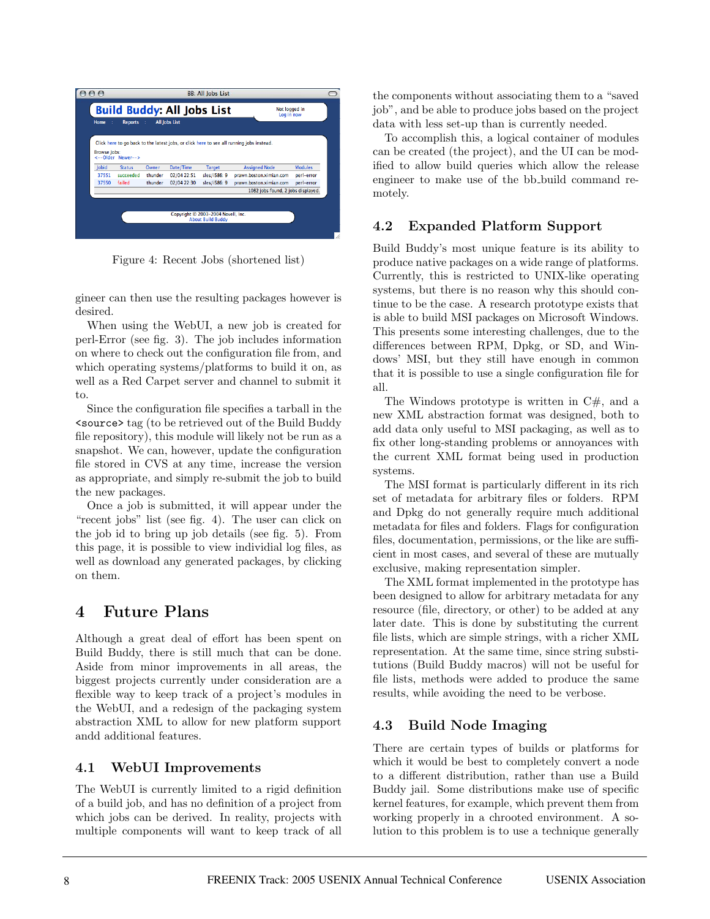Figure 4: Recent Jobs (shortened list)

gineer can then use the resulting packages however is desired.

When using the WebUI, a new job is created for perl-Error (see fig. 3). The job includes information on where to check out the configuration file from, and which operating systems/platforms to build it on, as well as a Red Carpet server and channel to submit it to.

Since the configuration file specifies a tarball in the `<source>` tag (to be retrieved out of the Build Buddy file repository), this module will likely not be run as a snapshot. We can, however, update the configuration file stored in CVS at any time, increase the version as appropriate, and simply re-submit the job to build the new packages.

Once a job is submitted, it will appear under the "recent jobs" list (see fig. 4). The user can click on the job id to bring up job details (see fig. 5). From this page, it is possible to view individial log files, as well as download any generated packages, by clicking on them.

# 4 Future Plans

Although a great deal of effort has been spent on Build Buddy, there is still much that can be done. Aside from minor improvements in all areas, the biggest projects currently under consideration are a flexible way to keep track of a project's modules in the WebUI, and a redesign of the packaging system abstraction XML to allow for new platform support andd additional features.

## 4.1 WebUI Improvements

The WebUI is currently limited to a rigid definition of a build job, and has no definition of a project from which jobs can be derived. In reality, projects with multiple components will want to keep track of all the components without associating them to a "saved job", and be able to produce jobs based on the project data with less set-up than is currently needed.

To accomplish this, a logical container of modules can be created (the project), and the UI can be modified to allow build queries which allow the release engineer to make use of the bb_build command remotely.

## 4.2 Expanded Platform Support

Build Buddy's most unique feature is its ability to produce native packages on a wide range of platforms. Currently, this is restricted to UNIX-like operating systems, but there is no reason why this should continue to be the case. A research prototype exists that is able to build MSI packages on Microsoft Windows. This presents some interesting challenges, due to the differences between RPM, Dpkg, or SD, and Windows' MSI, but they still have enough in common that it is possible to use a single configuration file for all.

The Windows prototype is written in C#, and a new XML abstraction format was designed, both to add data only useful to MSI packaging, as well as to fix other long-standing problems or annoyances with the current XML format being used in production systems.

The MSI format is particularly different in its rich set of metadata for arbitrary files or folders. RPM and Dpkg do not generally require much additional metadata for files and folders. Flags for configuration files, documentation, permissions, or the like are sufficient in most cases, and several of these are mutually exclusive, making representation simpler.

The XML format implemented in the prototype has been designed to allow for arbitrary metadata for any resource (file, directory, or other) to be added at any later date. This is done by substituting the current file lists, which are simple strings, with a richer XML representation. At the same time, since string substitutions (Build Buddy macros) will not be useful for file lists, methods were added to produce the same results, while avoiding the need to be verbose.

## 4.3 Build Node Imaging

There are certain types of builds or platforms for which it would be best to completely convert a node to a different distribution, rather than use a Build Buddy jail. Some distributions make use of specific kernel features, for example, which prevent them from working properly in a chrooted environment. A solution to this problem is to use a technique generally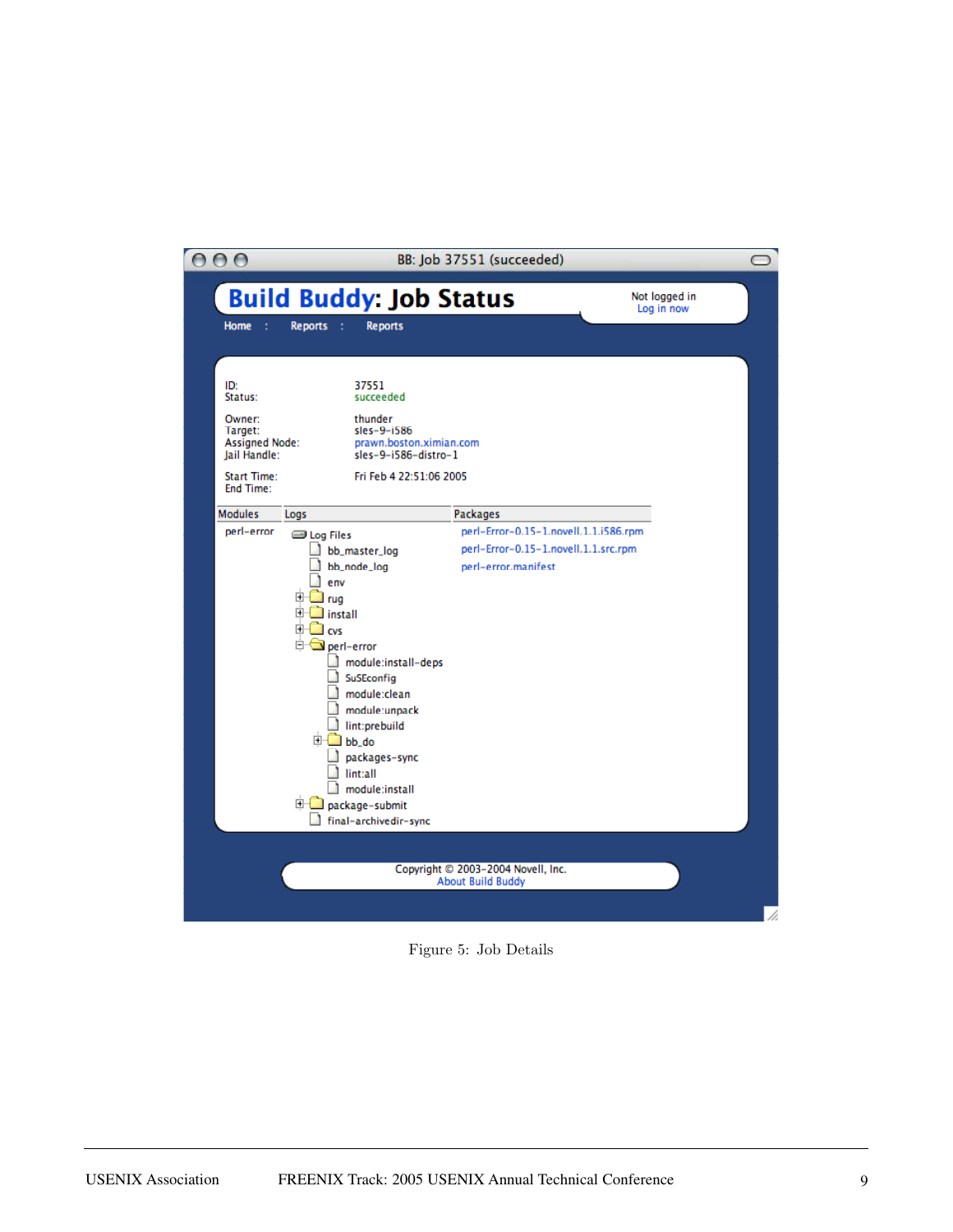BB: Job 37551 (succeeded)

# Build Buddy: Job Status

Not logged in
Log in now

Home : Reports : Reports

ID: 37551
Status: succeeded

Owner: thunder
Target: sles-9-i586
Assigned Node: prawn.boston.ximian.com
Jail Handle: sles-9-i586-distro-1

Start Time: Fri Feb 4 22:51:06 2005
End Time:

| Modules | Logs | Packages |
|---|---|---|
| perl-error | Log Files | perl-Error-0.15-1.novell.1.1.i586.rpm |
| | bb_master_log | perl-Error-0.15-1.novell.1.1.src.rpm |
| | bb_node_log | perl-error.manifest |
| | env | |
| | rug | |
| | install | |
| | cvs | |
| | perl-error | |
| | module:install-deps | |
| | SuSEconfig | |
| | module:clean | |
| | module:unpack | |
| | lint:prebuild | |
| | bb_do | |
| | packages-sync | |
| | lint:all | |
| | module:install | |
| | package-submit | |
| | final-archivedir-sync | |

Copyright © 2003-2004 Novell, Inc.
About Build Buddy

Figure 5: Job Details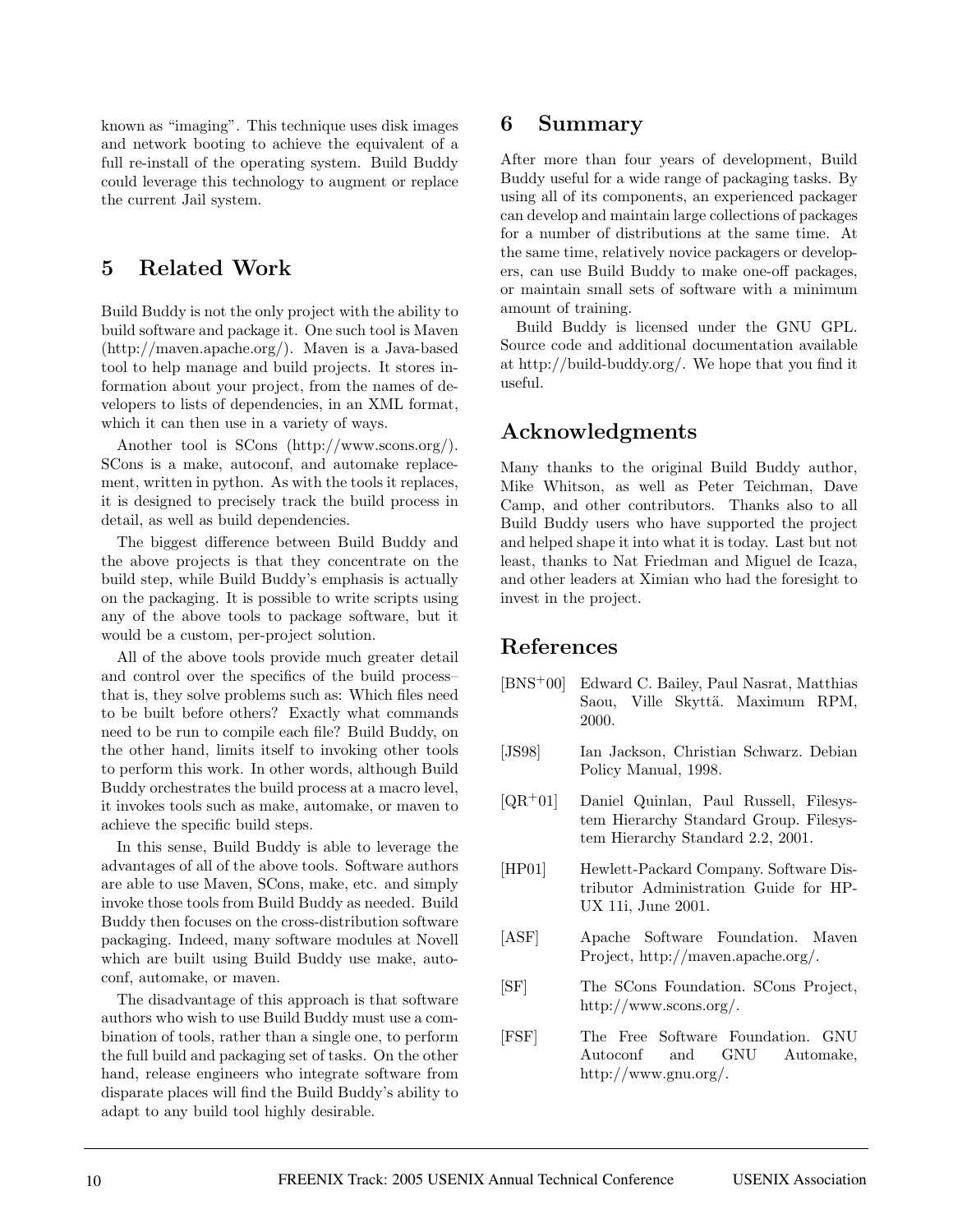known as "imaging". This technique uses disk images and network booting to achieve the equivalent of a full re-install of the operating system. Build Buddy could leverage this technology to augment or replace the current Jail system.

## 5 Related Work

Build Buddy is not the only project with the ability to build software and package it. One such tool is Maven (http://maven.apache.org/). Maven is a Java-based tool to help manage and build projects. It stores information about your project, from the names of developers to lists of dependencies, in an XML format, which it can then use in a variety of ways.

Another tool is SCons (http://www.scons.org/). SCons is a make, autoconf, and automake replacement, written in python. As with the tools it replaces, it is designed to precisely track the build process in detail, as well as build dependencies.

The biggest difference between Build Buddy and the above projects is that they concentrate on the build step, while Build Buddy's emphasis is actually on the packaging. It is possible to write scripts using any of the above tools to package software, but it would be a custom, per-project solution.

All of the above tools provide much greater detail and control over the specifics of the build process– that is, they solve problems such as: Which files need to be built before others? Exactly what commands need to be run to compile each file? Build Buddy, on the other hand, limits itself to invoking other tools to perform this work. In other words, although Build Buddy orchestrates the build process at a macro level, it invokes tools such as make, automake, or maven to achieve the specific build steps.

In this sense, Build Buddy is able to leverage the advantages of all of the above tools. Software authors are able to use Maven, SCons, make, etc. and simply invoke those tools from Build Buddy as needed. Build Buddy then focuses on the cross-distribution software packaging. Indeed, many software modules at Novell which are built using Build Buddy use make, autoconf, automake, or maven.

The disadvantage of this approach is that software authors who wish to use Build Buddy must use a combination of tools, rather than a single one, to perform the full build and packaging set of tasks. On the other hand, release engineers who integrate software from disparate places will find the Build Buddy's ability to adapt to any build tool highly desirable.

## 6 Summary

After more than four years of development, Build Buddy useful for a wide range of packaging tasks. By using all of its components, an experienced packager can develop and maintain large collections of packages for a number of distributions at the same time. At the same time, relatively novice packagers or developers, can use Build Buddy to make one-off packages, or maintain small sets of software with a minimum amount of training.

Build Buddy is licensed under the GNU GPL. Source code and additional documentation available at http://build-buddy.org/. We hope that you find it useful.

## Acknowledgments

Many thanks to the original Build Buddy author, Mike Whitson, as well as Peter Teichman, Dave Camp, and other contributors. Thanks also to all Build Buddy users who have supported the project and helped shape it into what it is today. Last but not least, thanks to Nat Friedman and Miguel de Icaza, and other leaders at Ximian who had the foresight to invest in the project.

## References

[BNS+00] Edward C. Bailey, Paul Nasrat, Matthias Saou, Ville Skyttä. Maximum RPM, 2000.

[JS98] Ian Jackson, Christian Schwarz. Debian Policy Manual, 1998.

[QR+01] Daniel Quinlan, Paul Russell, Filesystem Hierarchy Standard Group. Filesystem Hierarchy Standard 2.2, 2001.

[HP01] Hewlett-Packard Company. Software Distributor Administration Guide for HP-UX 11i, June 2001.

[ASF] Apache Software Foundation. Maven Project, http://maven.apache.org/.

[SF] The SCons Foundation. SCons Project, http://www.scons.org/.

[FSF] The Free Software Foundation. GNU Autoconf and GNU Automake, http://www.gnu.org/.